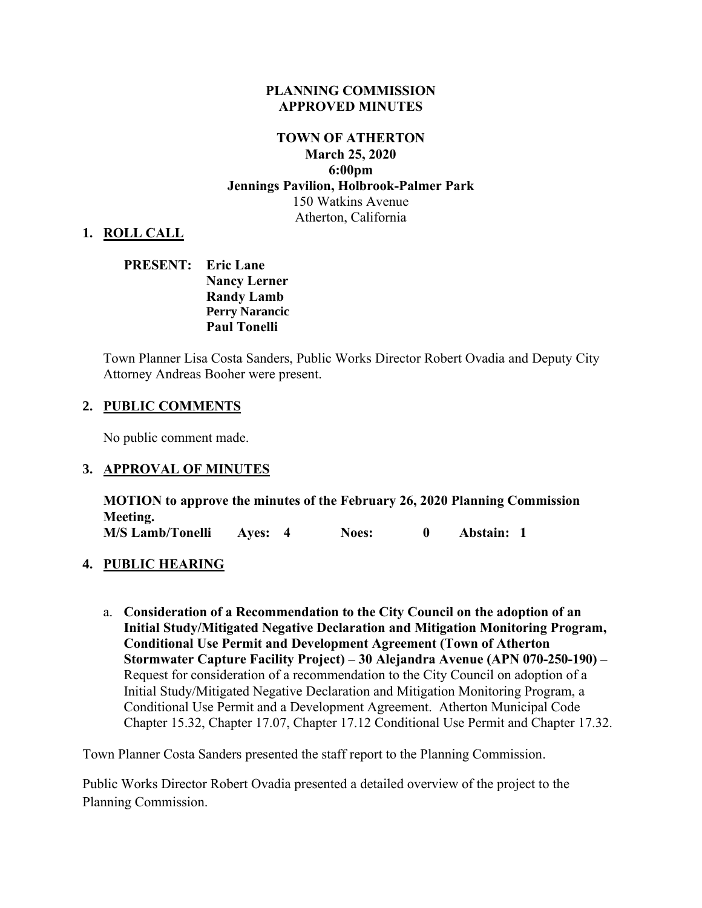**PLANNING COMMISSION**
**APPROVED MINUTES**

**TOWN OF ATHERTON**
**March 25, 2020**
**6:00pm**
**Jennings Pavilion, Holbrook-Palmer Park**
150 Watkins Avenue
Atherton, California

## 1. ROLL CALL

**PRESENT: Eric Lane**
**Nancy Lerner**
**Randy Lamb**
**Perry Narancic**
**Paul Tonelli**

Town Planner Lisa Costa Sanders, Public Works Director Robert Ovadia and Deputy City Attorney Andreas Booher were present.

## 2. PUBLIC COMMENTS

No public comment made.

## 3. APPROVAL OF MINUTES

**MOTION to approve the minutes of the February 26, 2020 Planning Commission Meeting.**
**M/S Lamb/Tonelli Ayes: 4 Noes: 0 Abstain: 1**

## 4. PUBLIC HEARING

a. **Consideration of a Recommendation to the City Council on the adoption of an Initial Study/Mitigated Negative Declaration and Mitigation Monitoring Program, Conditional Use Permit and Development Agreement (Town of Atherton Stormwater Capture Facility Project) – 30 Alejandra Avenue (APN 070-250-190) –** Request for consideration of a recommendation to the City Council on adoption of a Initial Study/Mitigated Negative Declaration and Mitigation Monitoring Program, a Conditional Use Permit and a Development Agreement. Atherton Municipal Code Chapter 15.32, Chapter 17.07, Chapter 17.12 Conditional Use Permit and Chapter 17.32.

Town Planner Costa Sanders presented the staff report to the Planning Commission.

Public Works Director Robert Ovadia presented a detailed overview of the project to the Planning Commission.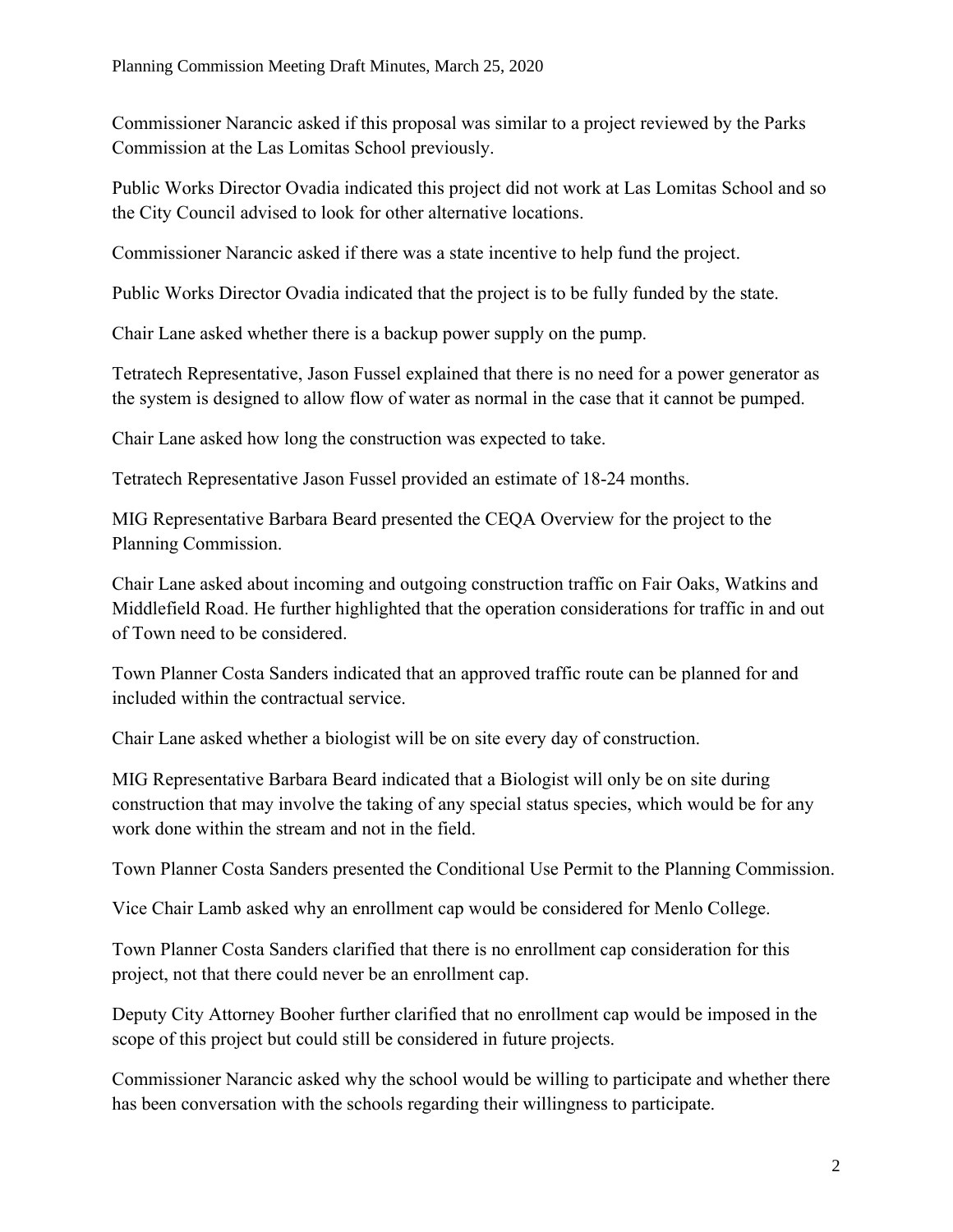Commissioner Narancic asked if this proposal was similar to a project reviewed by the Parks Commission at the Las Lomitas School previously.

Public Works Director Ovadia indicated this project did not work at Las Lomitas School and so the City Council advised to look for other alternative locations.

Commissioner Narancic asked if there was a state incentive to help fund the project.

Public Works Director Ovadia indicated that the project is to be fully funded by the state.

Chair Lane asked whether there is a backup power supply on the pump.

Tetratech Representative, Jason Fussel explained that there is no need for a power generator as the system is designed to allow flow of water as normal in the case that it cannot be pumped.

Chair Lane asked how long the construction was expected to take.

Tetratech Representative Jason Fussel provided an estimate of 18-24 months.

MIG Representative Barbara Beard presented the CEQA Overview for the project to the Planning Commission.

Chair Lane asked about incoming and outgoing construction traffic on Fair Oaks, Watkins and Middlefield Road. He further highlighted that the operation considerations for traffic in and out of Town need to be considered.

Town Planner Costa Sanders indicated that an approved traffic route can be planned for and included within the contractual service.

Chair Lane asked whether a biologist will be on site every day of construction.

MIG Representative Barbara Beard indicated that a Biologist will only be on site during construction that may involve the taking of any special status species, which would be for any work done within the stream and not in the field.

Town Planner Costa Sanders presented the Conditional Use Permit to the Planning Commission.

Vice Chair Lamb asked why an enrollment cap would be considered for Menlo College.

Town Planner Costa Sanders clarified that there is no enrollment cap consideration for this project, not that there could never be an enrollment cap.

Deputy City Attorney Booher further clarified that no enrollment cap would be imposed in the scope of this project but could still be considered in future projects.

Commissioner Narancic asked why the school would be willing to participate and whether there has been conversation with the schools regarding their willingness to participate.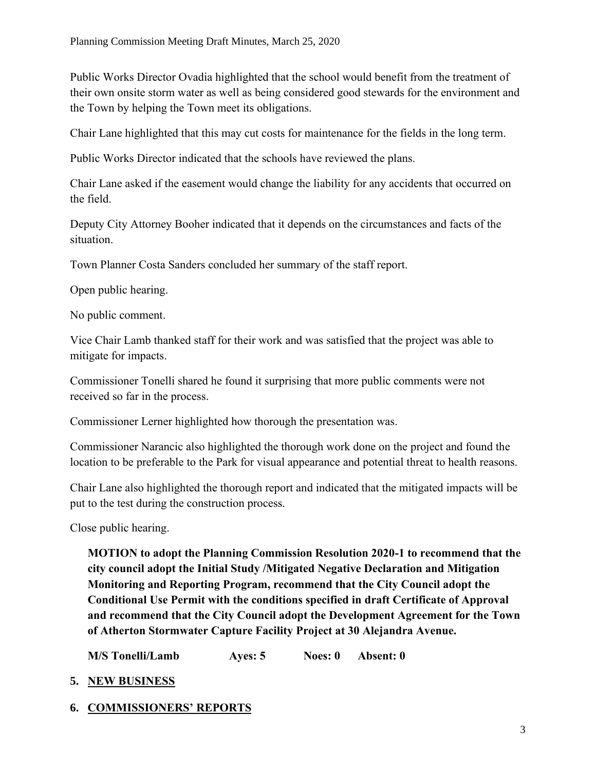Public Works Director Ovadia highlighted that the school would benefit from the treatment of their own onsite storm water as well as being considered good stewards for the environment and the Town by helping the Town meet its obligations.

Chair Lane highlighted that this may cut costs for maintenance for the fields in the long term.

Public Works Director indicated that the schools have reviewed the plans.

Chair Lane asked if the easement would change the liability for any accidents that occurred on the field.

Deputy City Attorney Booher indicated that it depends on the circumstances and facts of the situation.

Town Planner Costa Sanders concluded her summary of the staff report.

Open public hearing.

No public comment.

Vice Chair Lamb thanked staff for their work and was satisfied that the project was able to mitigate for impacts.

Commissioner Tonelli shared he found it surprising that more public comments were not received so far in the process.

Commissioner Lerner highlighted how thorough the presentation was.

Commissioner Narancic also highlighted the thorough work done on the project and found the location to be preferable to the Park for visual appearance and potential threat to health reasons.

Chair Lane also highlighted the thorough report and indicated that the mitigated impacts will be put to the test during the construction process.

Close public hearing.

**MOTION to adopt the Planning Commission Resolution 2020-1 to recommend that the city council adopt the Initial Study /Mitigated Negative Declaration and Mitigation Monitoring and Reporting Program, recommend that the City Council adopt the Conditional Use Permit with the conditions specified in draft Certificate of Approval and recommend that the City Council adopt the Development Agreement for the Town of Atherton Stormwater Capture Facility Project at 30 Alejandra Avenue.**

**M/S Tonelli/Lamb　　Ayes: 5　　Noes: 0　　Absent: 0**

## 5. NEW BUSINESS

## 6. COMMISSIONERS' REPORTS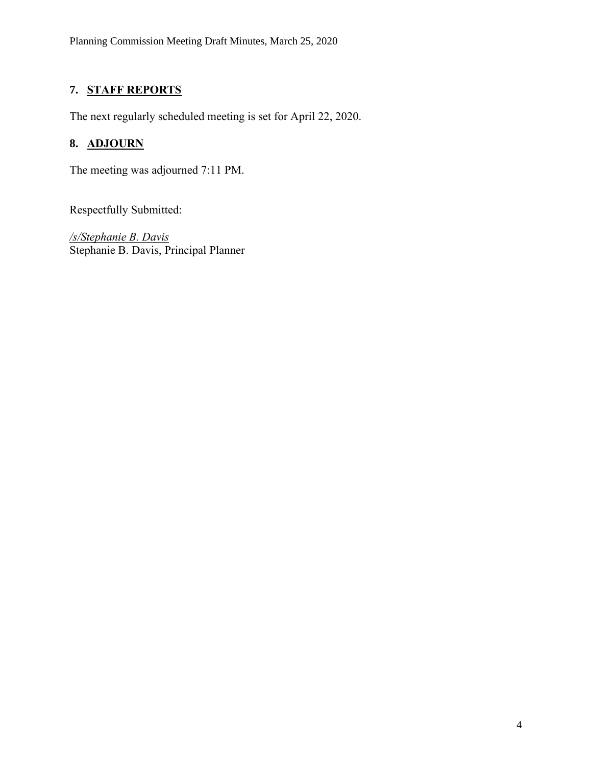## 7. STAFF REPORTS

The next regularly scheduled meeting is set for April 22, 2020.

## 8. ADJOURN

The meeting was adjourned 7:11 PM.

Respectfully Submitted:

*/s/Stephanie B. Davis*
Stephanie B. Davis, Principal Planner